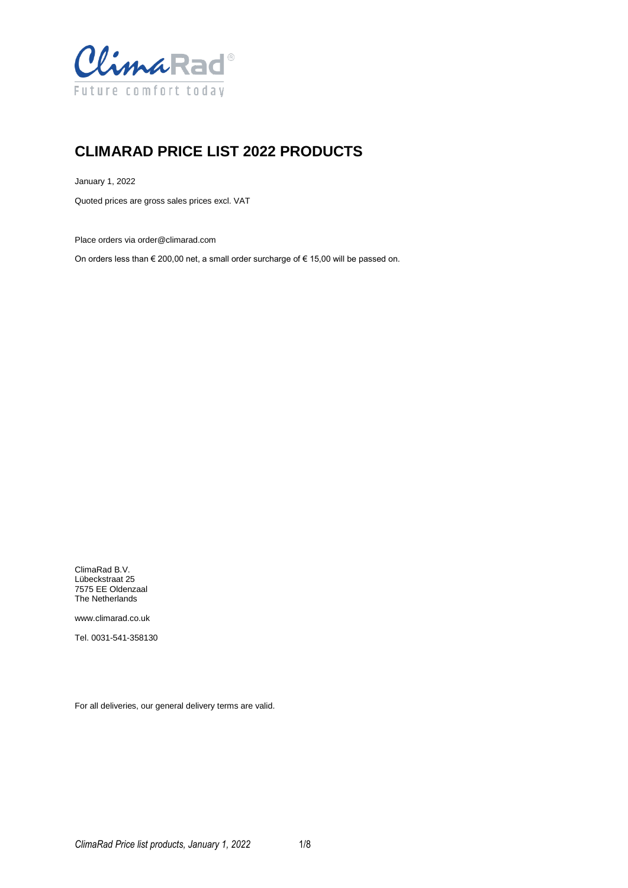ClimaRad®
Future comfort today

# CLIMARAD PRICE LIST 2022 PRODUCTS

January 1, 2022

Quoted prices are gross sales prices excl. VAT

Place orders via order@climarad.com

On orders less than € 200,00 net, a small order surcharge of € 15,00 will be passed on.

ClimaRad B.V.
Lübeckstraat 25
7575 EE Oldenzaal
The Netherlands

www.climarad.co.uk

Tel. 0031-541-358130

For all deliveries, our general delivery terms are valid.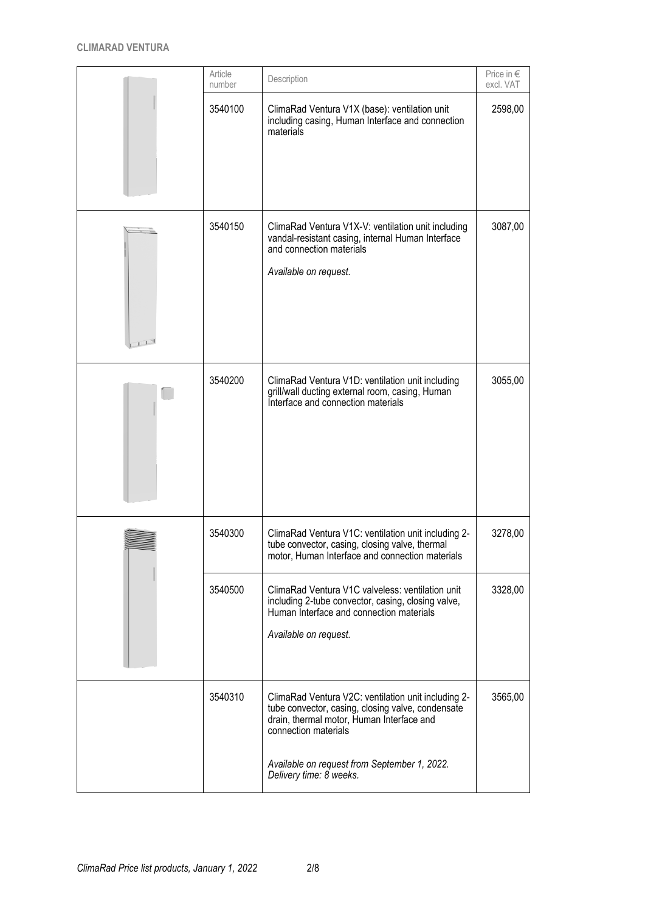**CLIMARAD VENTURA**

| | Article number | Description | Price in € excl. VAT |
|---|---|---|---|
| | 3540100 | ClimaRad Ventura V1X (base): ventilation unit including casing, Human Interface and connection materials | 2598,00 |
| | 3540150 | ClimaRad Ventura V1X-V: ventilation unit including vandal-resistant casing, internal Human Interface and connection materials<br><br>*Available on request.* | 3087,00 |
| | 3540200 | ClimaRad Ventura V1D: ventilation unit including grill/wall ducting external room, casing, Human Interface and connection materials | 3055,00 |
| | 3540300 | ClimaRad Ventura V1C: ventilation unit including 2-tube convector, casing, closing valve, thermal motor, Human Interface and connection materials | 3278,00 |
| | 3540500 | ClimaRad Ventura V1C valveless: ventilation unit including 2-tube convector, casing, closing valve, Human Interface and connection materials<br><br>*Available on request.* | 3328,00 |
| | 3540310 | ClimaRad Ventura V2C: ventilation unit including 2-tube convector, casing, closing valve, condensate drain, thermal motor, Human Interface and connection materials<br><br>*Available on request from September 1, 2022. Delivery time: 8 weeks.* | 3565,00 |

*ClimaRad Price list products, January 1, 2022*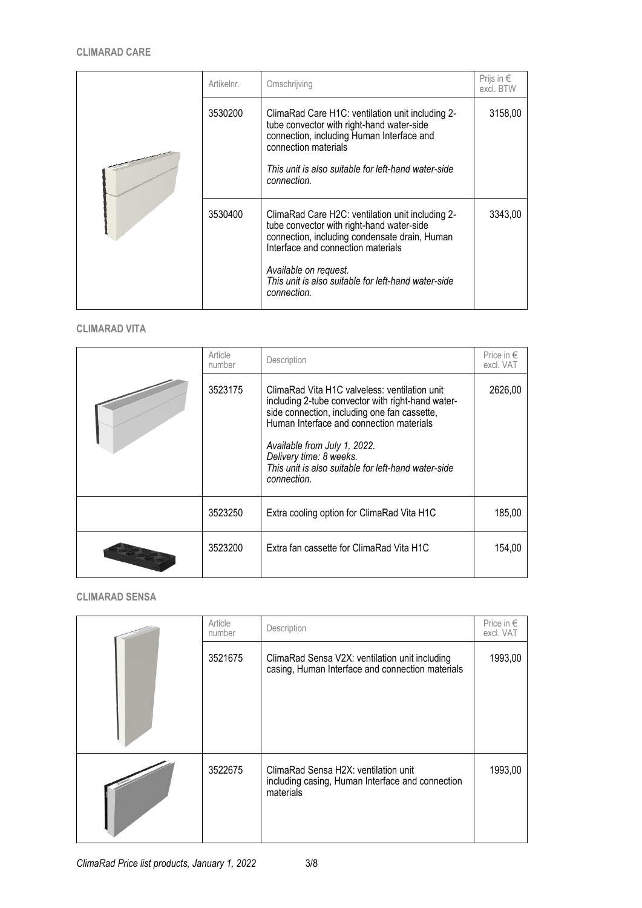## CLIMARAD CARE

| | Artikelnr. | Omschrijving | Prijs in € excl. BTW |
|---|---|---|---|
| | 3530200 | ClimaRad Care H1C: ventilation unit including 2-tube convector with right-hand water-side connection, including Human Interface and connection materials<br><br>*This unit is also suitable for left-hand water-side connection.* | 3158,00 |
| | 3530400 | ClimaRad Care H2C: ventilation unit including 2-tube convector with right-hand water-side connection, including condensate drain, Human Interface and connection materials<br><br>*Available on request.*<br>*This unit is also suitable for left-hand water-side connection.* | 3343,00 |

## CLIMARAD VITA

| | Article number | Description | Price in € excl. VAT |
|---|---|---|---|
| | 3523175 | ClimaRad Vita H1C valveless: ventilation unit including 2-tube convector with right-hand water-side connection, including one fan cassette, Human Interface and connection materials<br><br>*Available from July 1, 2022.*<br>*Delivery time: 8 weeks.*<br>*This unit is also suitable for left-hand water-side connection.* | 2626,00 |
| | 3523250 | Extra cooling option for ClimaRad Vita H1C | 185,00 |
| | 3523200 | Extra fan cassette for ClimaRad Vita H1C | 154,00 |

## CLIMARAD SENSA

| | Article number | Description | Price in € excl. VAT |
|---|---|---|---|
| | 3521675 | ClimaRad Sensa V2X: ventilation unit including casing, Human Interface and connection materials | 1993,00 |
| | 3522675 | ClimaRad Sensa H2X: ventilation unit including casing, Human Interface and connection materials | 1993,00 |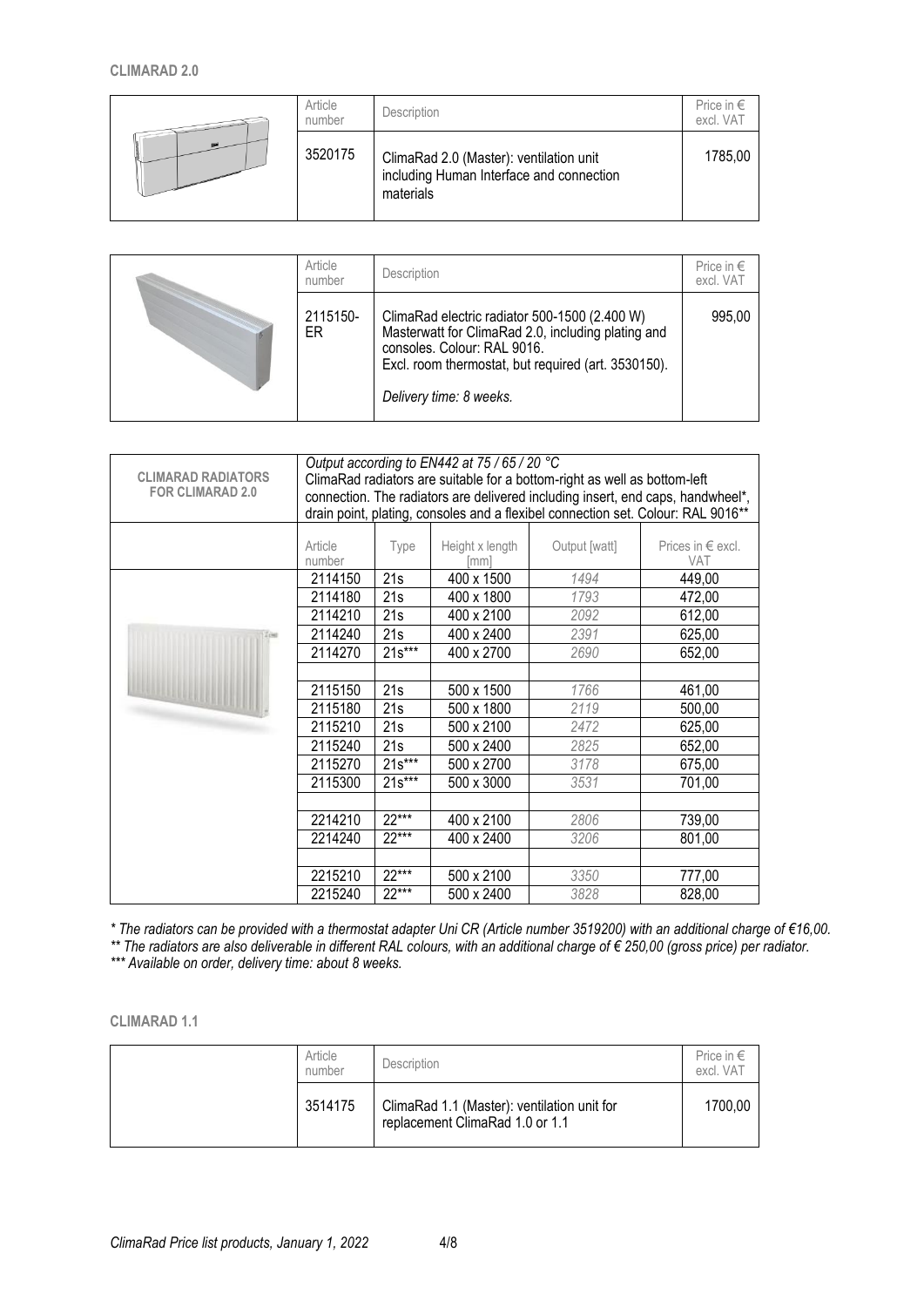## CLIMARAD 2.0

| Article number | Description | Price in € excl. VAT |
|---|---|---|
| 3520175 | ClimaRad 2.0 (Master): ventilation unit including Human Interface and connection materials | 1785,00 |

| Article number | Description | Price in € excl. VAT |
|---|---|---|
| 2115150-ER | ClimaRad electric radiator 500-1500 (2.400 W) Masterwatt for ClimaRad 2.0, including plating and consoles. Colour: RAL 9016. Excl. room thermostat, but required (art. 3530150). *Delivery time: 8 weeks.* | 995,00 |

**CLIMARAD RADIATORS FOR CLIMARAD 2.0**

*Output according to EN442 at 75 / 65 / 20 °C*
ClimaRad radiators are suitable for a bottom-right as well as bottom-left connection. The radiators are delivered including insert, end caps, handwheel*, drain point, plating, consoles and a flexibel connection set. Colour: RAL 9016**

| Article number | Type | Height x length [mm] | Output [watt] | Prices in € excl. VAT |
|---|---|---|---|---|
| 2114150 | 21s | 400 x 1500 | 1494 | 449,00 |
| 2114180 | 21s | 400 x 1800 | 1793 | 472,00 |
| 2114210 | 21s | 400 x 2100 | 2092 | 612,00 |
| 2114240 | 21s | 400 x 2400 | 2391 | 625,00 |
| 2114270 | 21s*** | 400 x 2700 | 2690 | 652,00 |
| | | | | |
| 2115150 | 21s | 500 x 1500 | 1766 | 461,00 |
| 2115180 | 21s | 500 x 1800 | 2119 | 500,00 |
| 2115210 | 21s | 500 x 2100 | 2472 | 625,00 |
| 2115240 | 21s | 500 x 2400 | 2825 | 652,00 |
| 2115270 | 21s*** | 500 x 2700 | 3178 | 675,00 |
| 2115300 | 21s*** | 500 x 3000 | 3531 | 701,00 |
| | | | | |
| 2214210 | 22*** | 400 x 2100 | 2806 | 739,00 |
| 2214240 | 22*** | 400 x 2400 | 3206 | 801,00 |
| | | | | |
| 2215210 | 22*** | 500 x 2100 | 3350 | 777,00 |
| 2215240 | 22*** | 500 x 2400 | 3828 | 828,00 |

*\* The radiators can be provided with a thermostat adapter Uni CR (Article number 3519200) with an additional charge of €16,00.*
*\*\* The radiators are also deliverable in different RAL colours, with an additional charge of € 250,00 (gross price) per radiator.*
*\*\*\* Available on order, delivery time: about 8 weeks.*

## CLIMARAD 1.1

| Article number | Description | Price in € excl. VAT |
|---|---|---|
| 3514175 | ClimaRad 1.1 (Master): ventilation unit for replacement ClimaRad 1.0 or 1.1 | 1700,00 |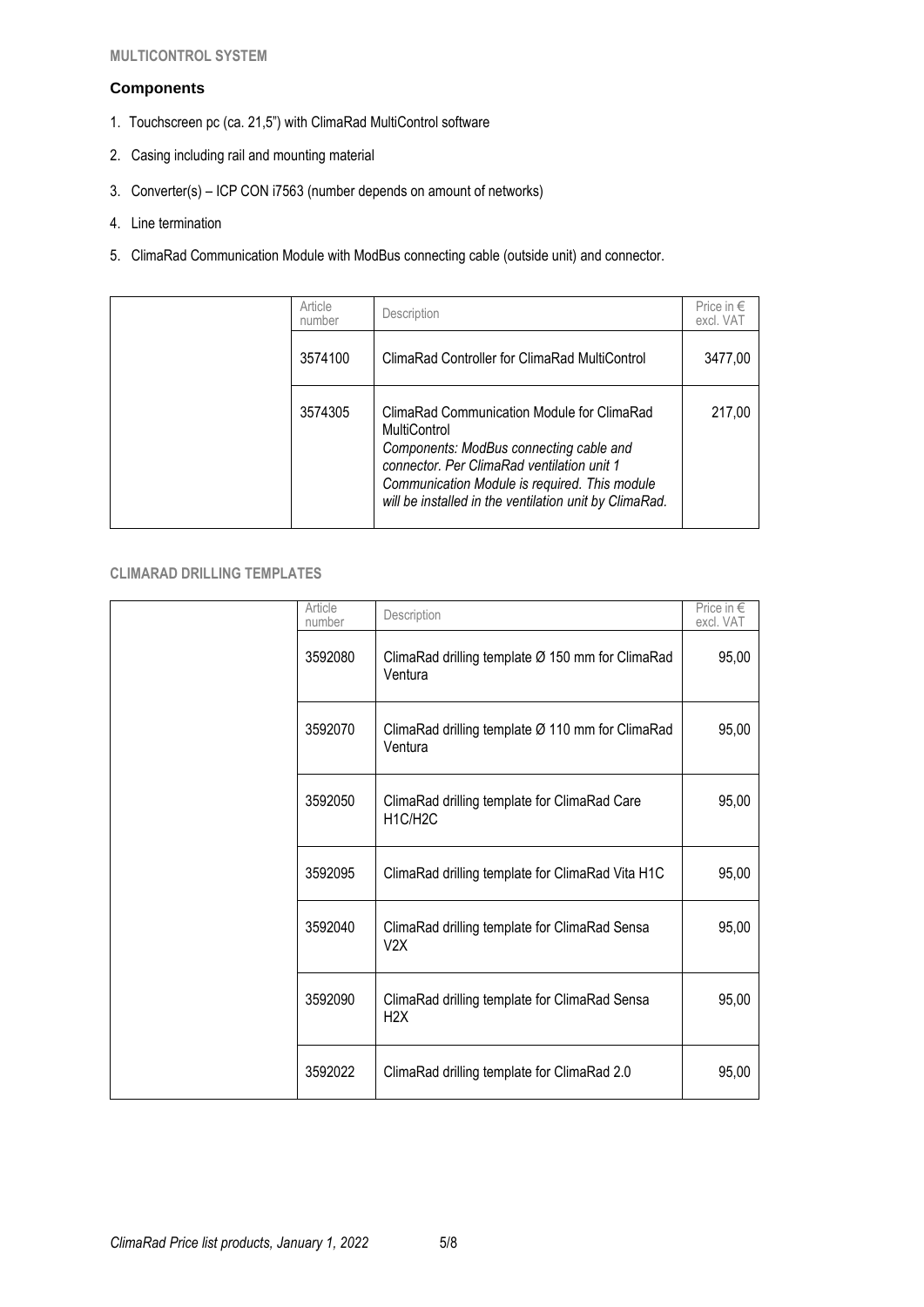## MULTICONTROL SYSTEM

### Components

1. Touchscreen pc (ca. 21,5") with ClimaRad MultiControl software
2. Casing including rail and mounting material
3. Converter(s) – ICP CON i7563 (number depends on amount of networks)
4. Line termination
5. ClimaRad Communication Module with ModBus connecting cable (outside unit) and connector.

| | Article number | Description | Price in € excl. VAT |
|---|---|---|---|
| | 3574100 | ClimaRad Controller for ClimaRad MultiControl | 3477,00 |
| | 3574305 | ClimaRad Communication Module for ClimaRad MultiControl *Components: ModBus connecting cable and connector. Per ClimaRad ventilation unit 1 Communication Module is required. This module will be installed in the ventilation unit by ClimaRad.* | 217,00 |

## CLIMARAD DRILLING TEMPLATES

| | Article number | Description | Price in € excl. VAT |
|---|---|---|---|
| | 3592080 | ClimaRad drilling template Ø 150 mm for ClimaRad Ventura | 95,00 |
| | 3592070 | ClimaRad drilling template Ø 110 mm for ClimaRad Ventura | 95,00 |
| | 3592050 | ClimaRad drilling template for ClimaRad Care H1C/H2C | 95,00 |
| | 3592095 | ClimaRad drilling template for ClimaRad Vita H1C | 95,00 |
| | 3592040 | ClimaRad drilling template for ClimaRad Sensa V2X | 95,00 |
| | 3592090 | ClimaRad drilling template for ClimaRad Sensa H2X | 95,00 |
| | 3592022 | ClimaRad drilling template for ClimaRad 2.0 | 95,00 |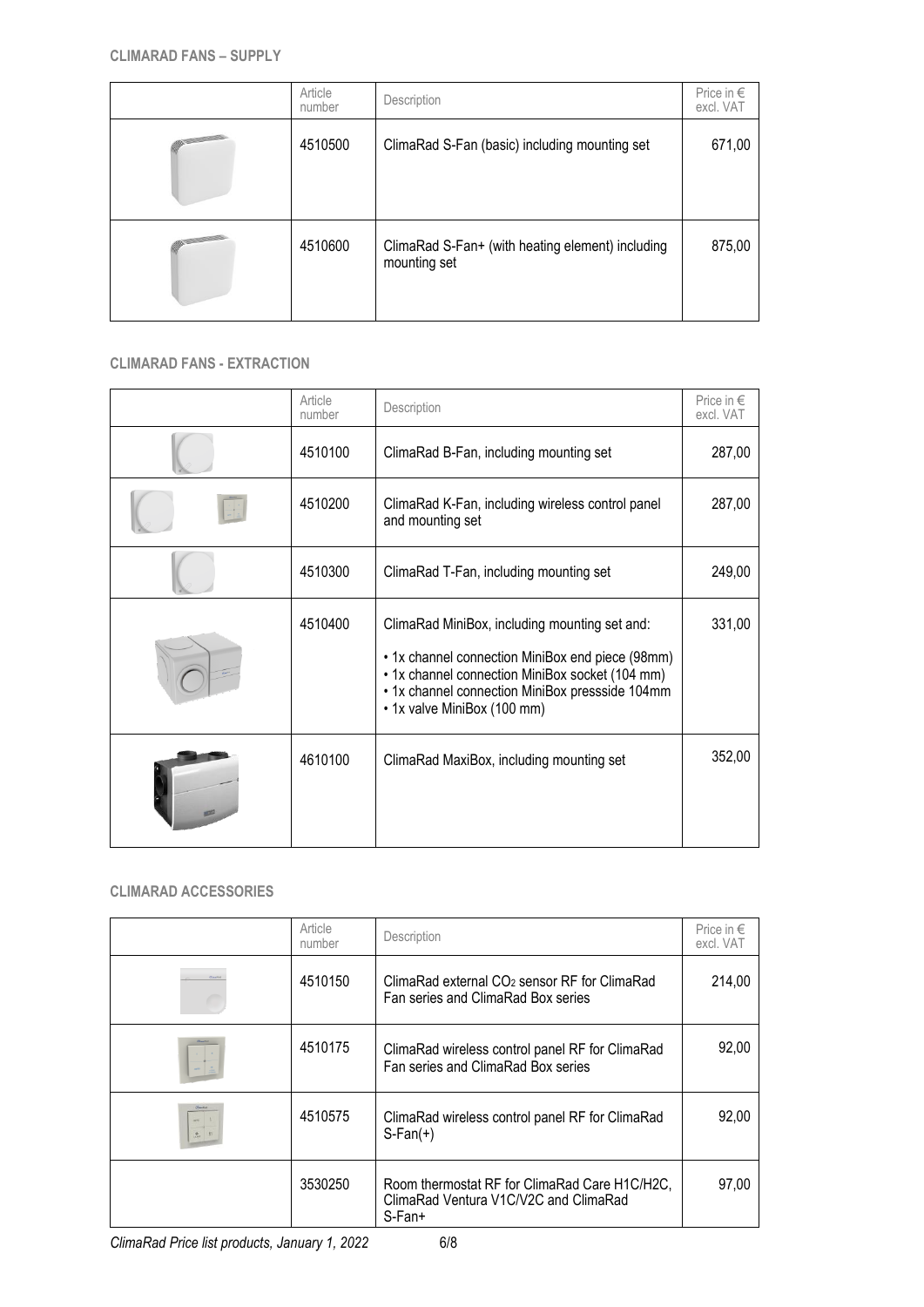**CLIMARAD FANS – SUPPLY**

| | Article number | Description | Price in € excl. VAT |
|---|---|---|---|
| | 4510500 | ClimaRad S-Fan (basic) including mounting set | 671,00 |
| | 4510600 | ClimaRad S-Fan+ (with heating element) including mounting set | 875,00 |

**CLIMARAD FANS - EXTRACTION**

| | Article number | Description | Price in € excl. VAT |
|---|---|---|---|
| | 4510100 | ClimaRad B-Fan, including mounting set | 287,00 |
| | 4510200 | ClimaRad K-Fan, including wireless control panel and mounting set | 287,00 |
| | 4510300 | ClimaRad T-Fan, including mounting set | 249,00 |
| | 4510400 | ClimaRad MiniBox, including mounting set and:<br>• 1x channel connection MiniBox end piece (98mm)<br>• 1x channel connection MiniBox socket (104 mm)<br>• 1x channel connection MiniBox pressside 104mm<br>• 1x valve MiniBox (100 mm) | 331,00 |
| | 4610100 | ClimaRad MaxiBox, including mounting set | 352,00 |

**CLIMARAD ACCESSORIES**

| | Article number | Description | Price in € excl. VAT |
|---|---|---|---|
| | 4510150 | ClimaRad external $CO_2$ sensor RF for ClimaRad Fan series and ClimaRad Box series | 214,00 |
| | 4510175 | ClimaRad wireless control panel RF for ClimaRad Fan series and ClimaRad Box series | 92,00 |
| | 4510575 | ClimaRad wireless control panel RF for ClimaRad S-Fan(+) | 92,00 |
| | 3530250 | Room thermostat RF for ClimaRad Care H1C/H2C, ClimaRad Ventura V1C/V2C and ClimaRad S-Fan+ | 97,00 |

*ClimaRad Price list products, January 1, 2022*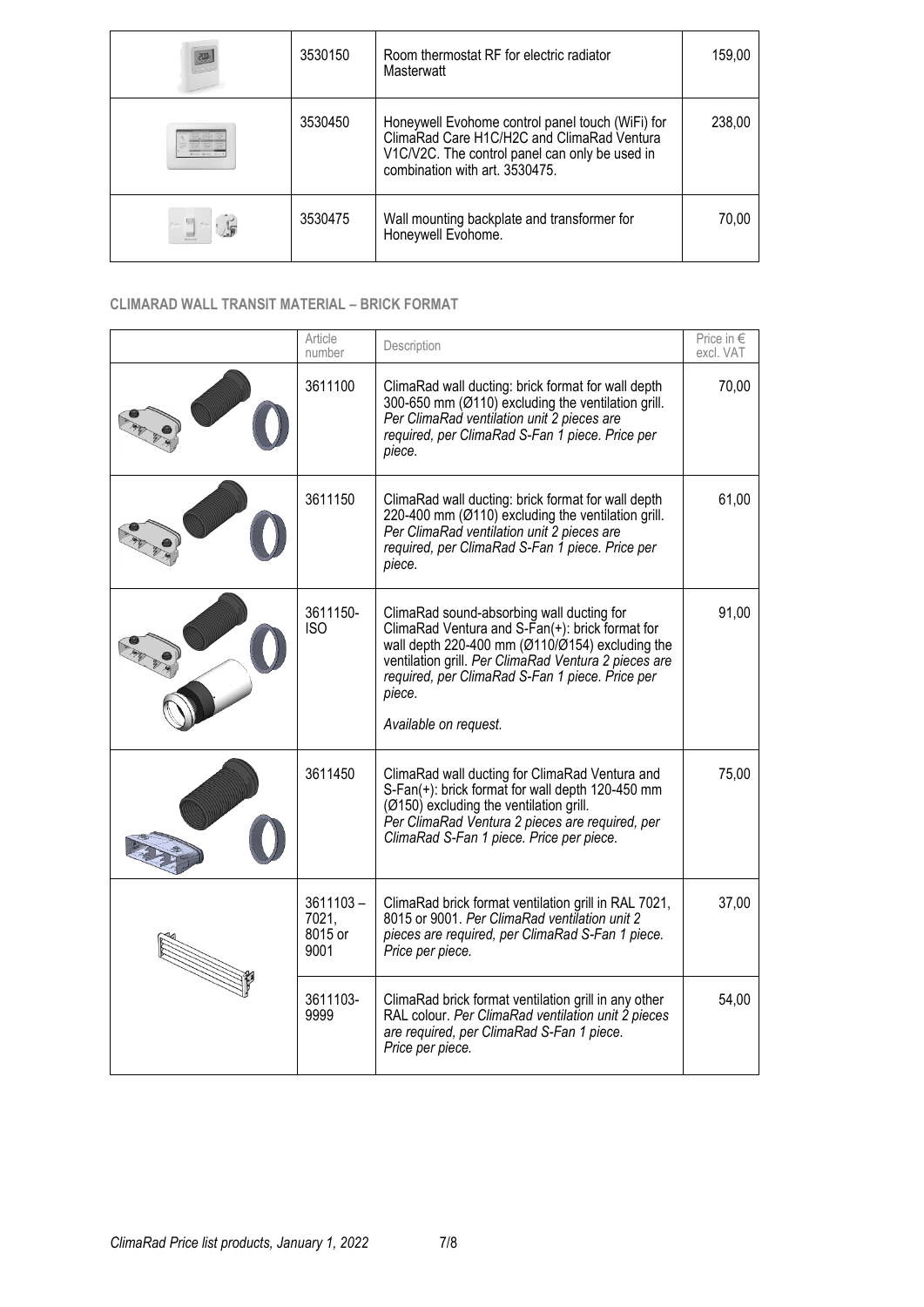| | | | |
|---|---|---|---|
| | 3530150 | Room thermostat RF for electric radiator Masterwatt | 159,00 |
| | 3530450 | Honeywell Evohome control panel touch (WiFi) for ClimaRad Care H1C/H2C and ClimaRad Ventura V1C/V2C. The control panel can only be used in combination with art. 3530475. | 238,00 |
| | 3530475 | Wall mounting backplate and transformer for Honeywell Evohome. | 70,00 |

### CLIMARAD WALL TRANSIT MATERIAL – BRICK FORMAT

| | Article number | Description | Price in € excl. VAT |
|---|---|---|---|
| | 3611100 | ClimaRad wall ducting: brick format for wall depth 300-650 mm (Ø110) excluding the ventilation grill. *Per ClimaRad ventilation unit 2 pieces are required, per ClimaRad S-Fan 1 piece. Price per piece.* | 70,00 |
| | 3611150 | ClimaRad wall ducting: brick format for wall depth 220-400 mm (Ø110) excluding the ventilation grill. *Per ClimaRad ventilation unit 2 pieces are required, per ClimaRad S-Fan 1 piece. Price per piece.* | 61,00 |
| | 3611150-ISO | ClimaRad sound-absorbing wall ducting for ClimaRad Ventura and S-Fan(+): brick format for wall depth 220-400 mm (Ø110/Ø154) excluding the ventilation grill. *Per ClimaRad Ventura 2 pieces are required, per ClimaRad S-Fan 1 piece. Price per piece.* *Available on request.* | 91,00 |
| | 3611450 | ClimaRad wall ducting for ClimaRad Ventura and S-Fan(+): brick format for wall depth 120-450 mm (Ø150) excluding the ventilation grill. *Per ClimaRad Ventura 2 pieces are required, per ClimaRad S-Fan 1 piece. Price per piece.* | 75,00 |
| | 3611103 – 7021, 8015 or 9001 | ClimaRad brick format ventilation grill in RAL 7021, 8015 or 9001. *Per ClimaRad ventilation unit 2 pieces are required, per ClimaRad S-Fan 1 piece. Price per piece.* | 37,00 |
| | 3611103-9999 | ClimaRad brick format ventilation grill in any other RAL colour. *Per ClimaRad ventilation unit 2 pieces are required, per ClimaRad S-Fan 1 piece. Price per piece.* | 54,00 |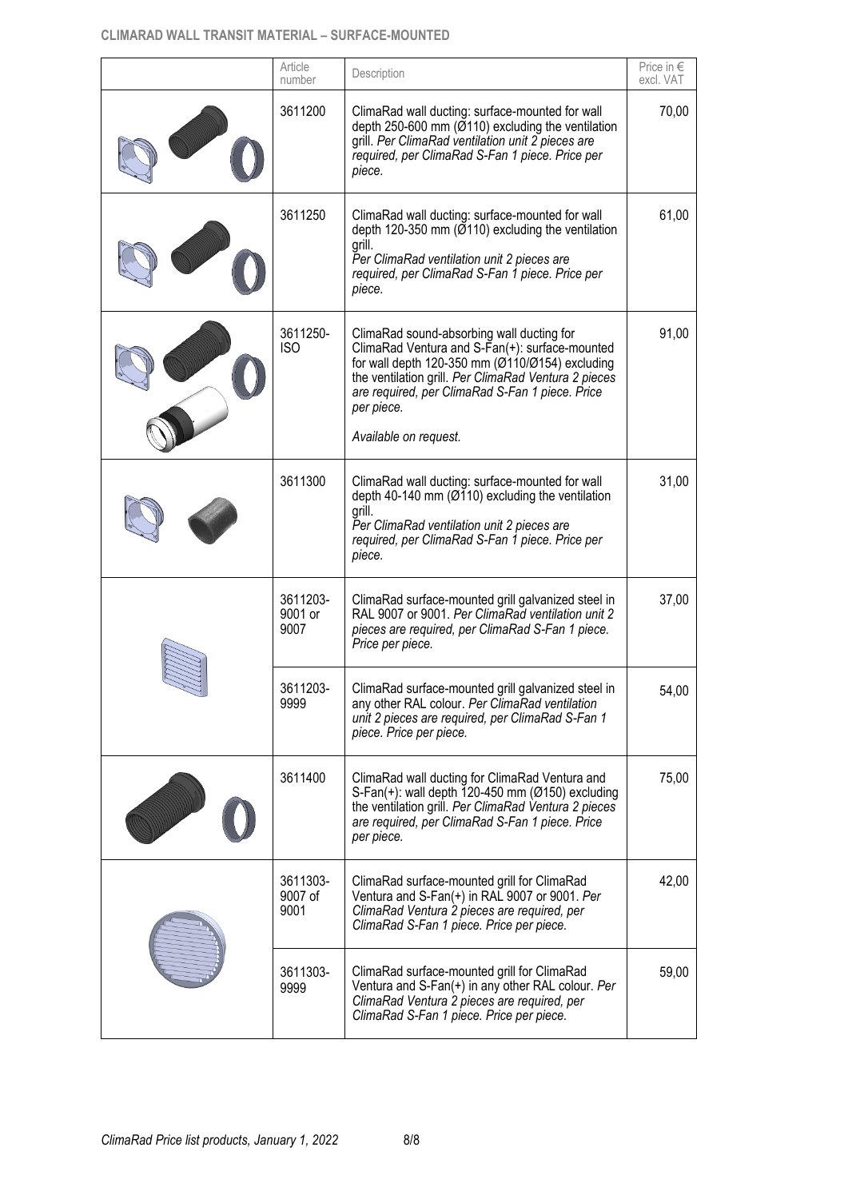**CLIMARAD WALL TRANSIT MATERIAL – SURFACE-MOUNTED**

| | Article number | Description | Price in € excl. VAT |
|---|---|---|---|
| | 3611200 | ClimaRad wall ducting: surface-mounted for wall depth 250-600 mm (Ø110) excluding the ventilation grill. *Per ClimaRad ventilation unit 2 pieces are required, per ClimaRad S-Fan 1 piece. Price per piece.* | 70,00 |
| | 3611250 | ClimaRad wall ducting: surface-mounted for wall depth 120-350 mm (Ø110) excluding the ventilation grill. *Per ClimaRad ventilation unit 2 pieces are required, per ClimaRad S-Fan 1 piece. Price per piece.* | 61,00 |
| | 3611250-ISO | ClimaRad sound-absorbing wall ducting for ClimaRad Ventura and S-Fan(+): surface-mounted for wall depth 120-350 mm (Ø110/Ø154) excluding the ventilation grill. *Per ClimaRad Ventura 2 pieces are required, per ClimaRad S-Fan 1 piece. Price per piece.* *Available on request.* | 91,00 |
| | 3611300 | ClimaRad wall ducting: surface-mounted for wall depth 40-140 mm (Ø110) excluding the ventilation grill. *Per ClimaRad ventilation unit 2 pieces are required, per ClimaRad S-Fan 1 piece. Price per piece.* | 31,00 |
| | 3611203-9001 or 9007 | ClimaRad surface-mounted grill galvanized steel in RAL 9007 or 9001. *Per ClimaRad ventilation unit 2 pieces are required, per ClimaRad S-Fan 1 piece. Price per piece.* | 37,00 |
| | 3611203-9999 | ClimaRad surface-mounted grill galvanized steel in any other RAL colour. *Per ClimaRad ventilation unit 2 pieces are required, per ClimaRad S-Fan 1 piece. Price per piece.* | 54,00 |
| | 3611400 | ClimaRad wall ducting for ClimaRad Ventura and S-Fan(+): wall depth 120-450 mm (Ø150) excluding the ventilation grill. *Per ClimaRad Ventura 2 pieces are required, per ClimaRad S-Fan 1 piece. Price per piece.* | 75,00 |
| | 3611303-9007 of 9001 | ClimaRad surface-mounted grill for ClimaRad Ventura and S-Fan(+) in RAL 9007 or 9001. *Per ClimaRad Ventura 2 pieces are required, per ClimaRad S-Fan 1 piece. Price per piece.* | 42,00 |
| | 3611303-9999 | ClimaRad surface-mounted grill for ClimaRad Ventura and S-Fan(+) in any other RAL colour. *Per ClimaRad Ventura 2 pieces are required, per ClimaRad S-Fan 1 piece. Price per piece.* | 59,00 |

*ClimaRad Price list products, January 1, 2022*